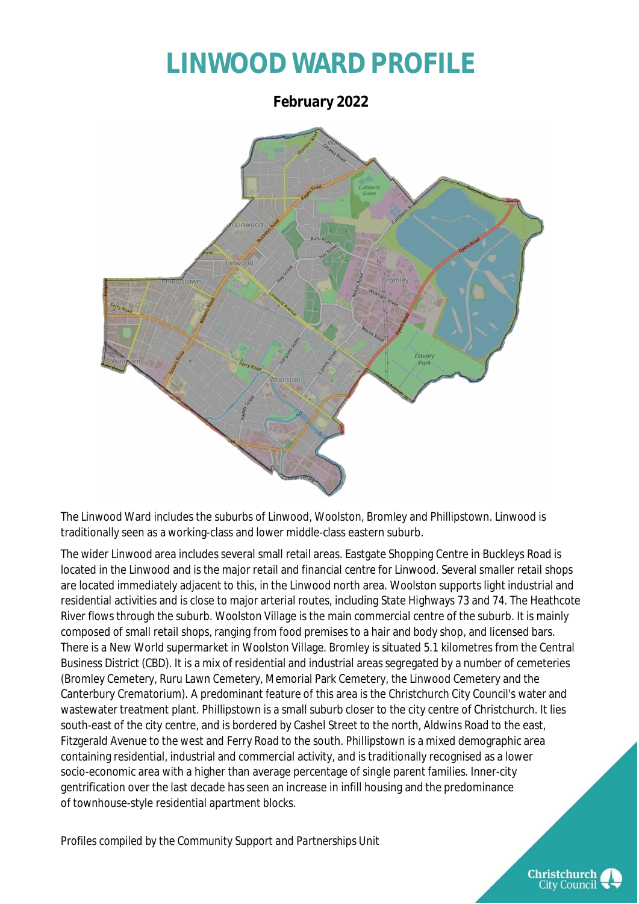# LINWOOD WARD PROFILE

**February 2022**

The Linwood Ward includes the suburbs of Linwood, Woolston, Bromley and Phillipstown. Linwood is traditionally seen as a working-class and lower middle-class eastern suburb.

The wider Linwood area includes several small retail areas. Eastgate Shopping Centre in Buckleys Road is located in the Linwood and is the major retail and financial centre for Linwood. Several smaller retail shops are located immediately adjacent to this, in the Linwood north area. Woolston supports light industrial and residential activities and is close to major arterial routes, including State Highways 73 and 74. The Heathcote River flows through the suburb. Woolston Village is the main commercial centre of the suburb. It is mainly composed of small retail shops, ranging from food premises to a hair and body shop, and licensed bars. There is a New World supermarket in Woolston Village. Bromley is situated 5.1 kilometres from the Central Business District (CBD). It is a mix of residential and industrial areas segregated by a number of cemeteries (Bromley Cemetery, Ruru Lawn Cemetery, Memorial Park Cemetery, the Linwood Cemetery and the Canterbury Crematorium). A predominant feature of this area is the Christchurch City Council's water and wastewater treatment plant. Phillipstown is a small suburb closer to the city centre of Christchurch. It lies south-east of the city centre, and is bordered by Cashel Street to the north, Aldwins Road to the east, Fitzgerald Avenue to the west and Ferry Road to the south. Phillipstown is a mixed demographic area containing residential, industrial and commercial activity, and is traditionally recognised as a lower socio-economic area with a higher than average percentage of single parent families. Inner-city gentrification over the last decade has seen an increase in infill housing and the predominance of townhouse-style residential apartment blocks.

*Profiles compiled by the Community Support and Partnerships Unit*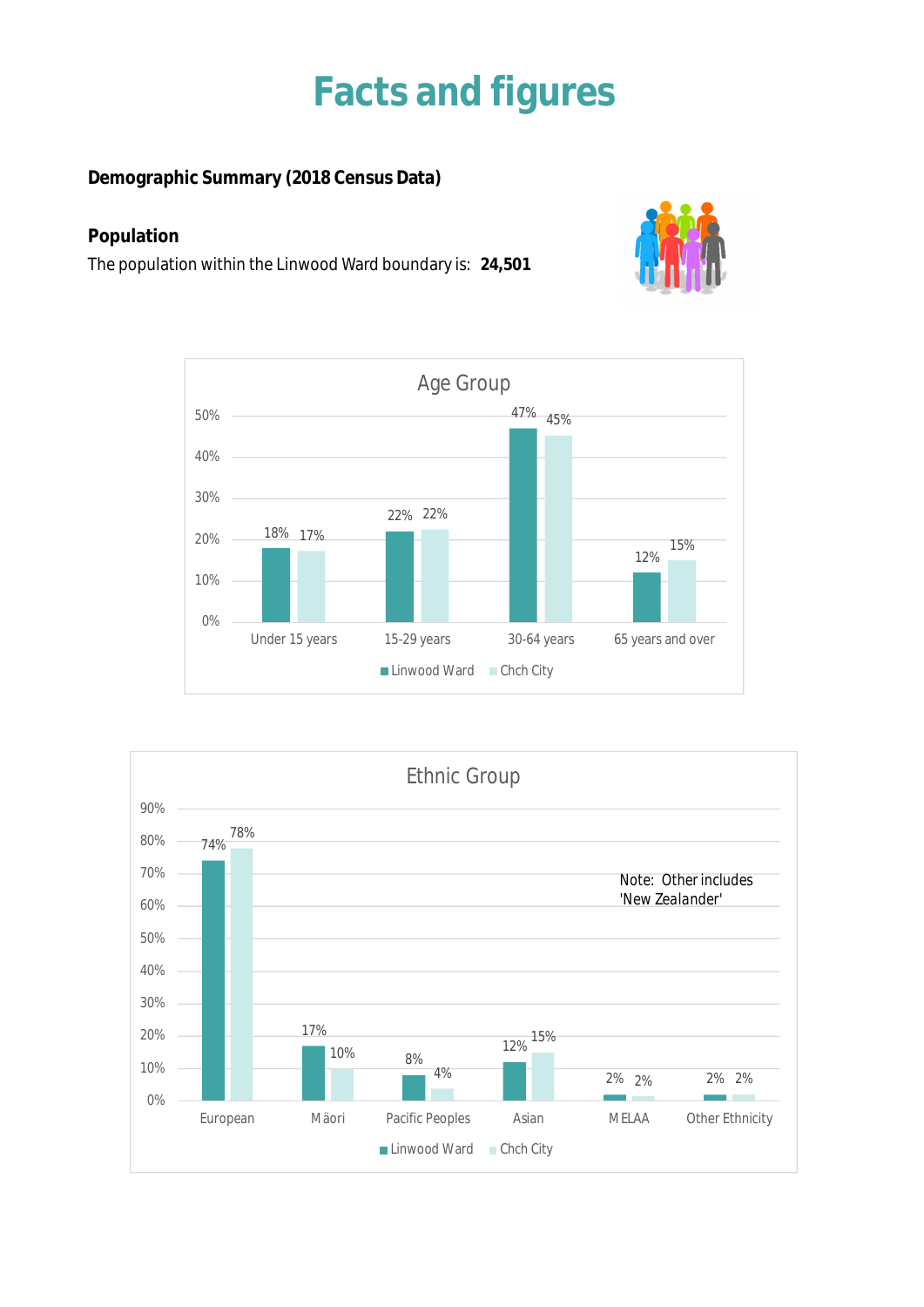# Facts and figures

**Demographic Summary (2018 Census Data)**

**Population**

The population within the Linwood Ward boundary is: **24,501**

**Age Group**

| Age Group | Linwood Ward | Chch City |
|---|---|---|
| Under 15 years | 18% | 17% |
| 15-29 years | 22% | 22% |
| 30-64 years | 47% | 45% |
| 65 years and over | 12% | 15% |

**Ethnic Group**

| Ethnic Group | Linwood Ward | Chch City |
|---|---|---|
| European | 74% | 78% |
| Māori | 17% | 10% |
| Pacific Peoples | 8% | 4% |
| Asian | 12% | 15% |
| MELAA | 2% | 2% |
| Other Ethnicity | 2% | 2% |

Note: Other includes 'New Zealander'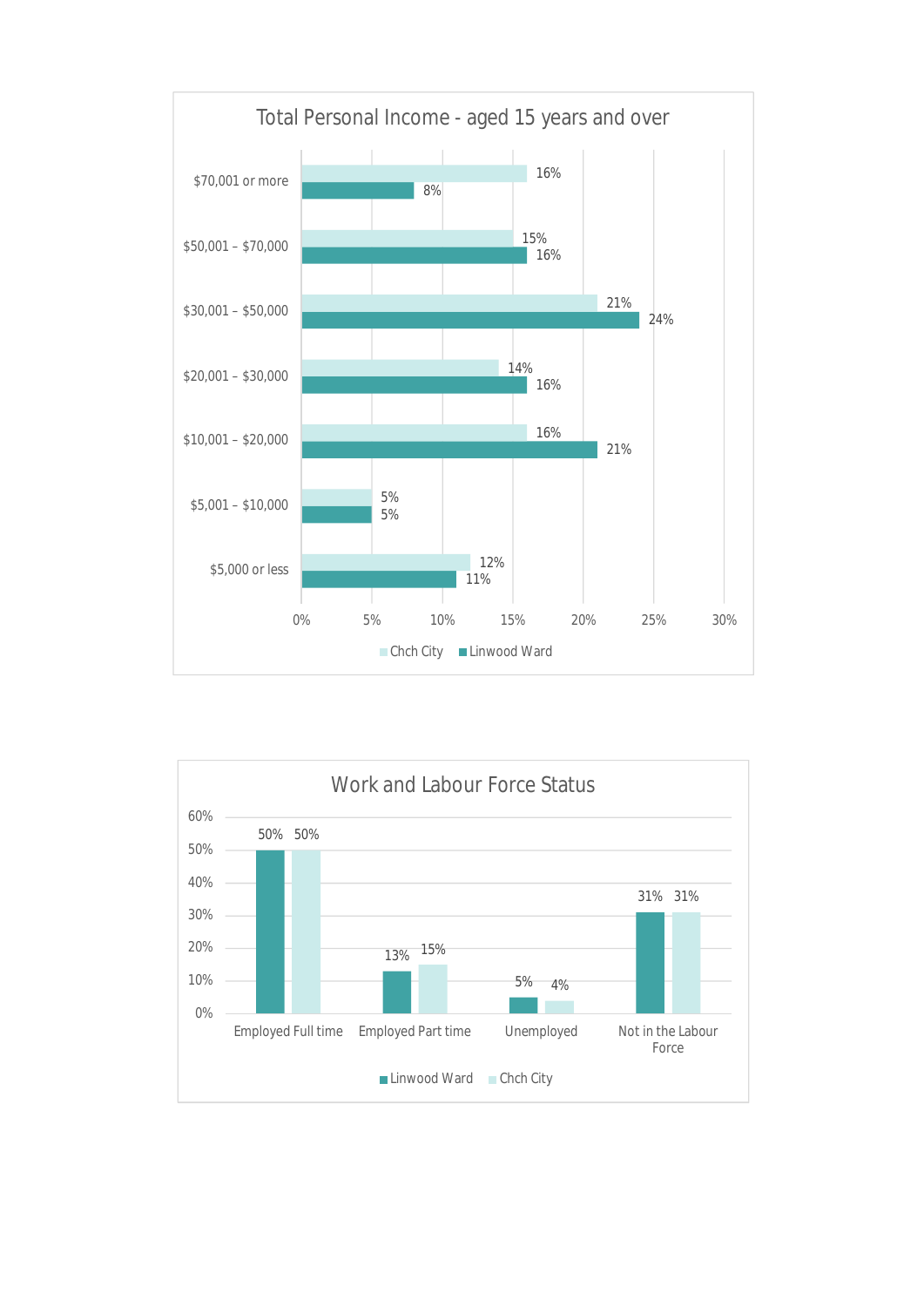## Total Personal Income - aged 15 years and over

| Income | Chch City | Linwood Ward |
|---|---|---|
| $70,001 or more | 16% | 8% |
| $50,001 – $70,000 | 15% | 16% |
| $30,001 – $50,000 | 21% | 24% |
| $20,001 – $30,000 | 14% | 16% |
| $10,001 – $20,000 | 16% | 21% |
| $5,001 – $10,000 | 5% | 5% |
| $5,000 or less | 12% | 11% |

## Work and Labour Force Status

| Status | Linwood Ward | Chch City |
|---|---|---|
| Employed Full time | 50% | 50% |
| Employed Part time | 13% | 15% |
| Unemployed | 5% | 4% |
| Not in the Labour Force | 31% | 31% |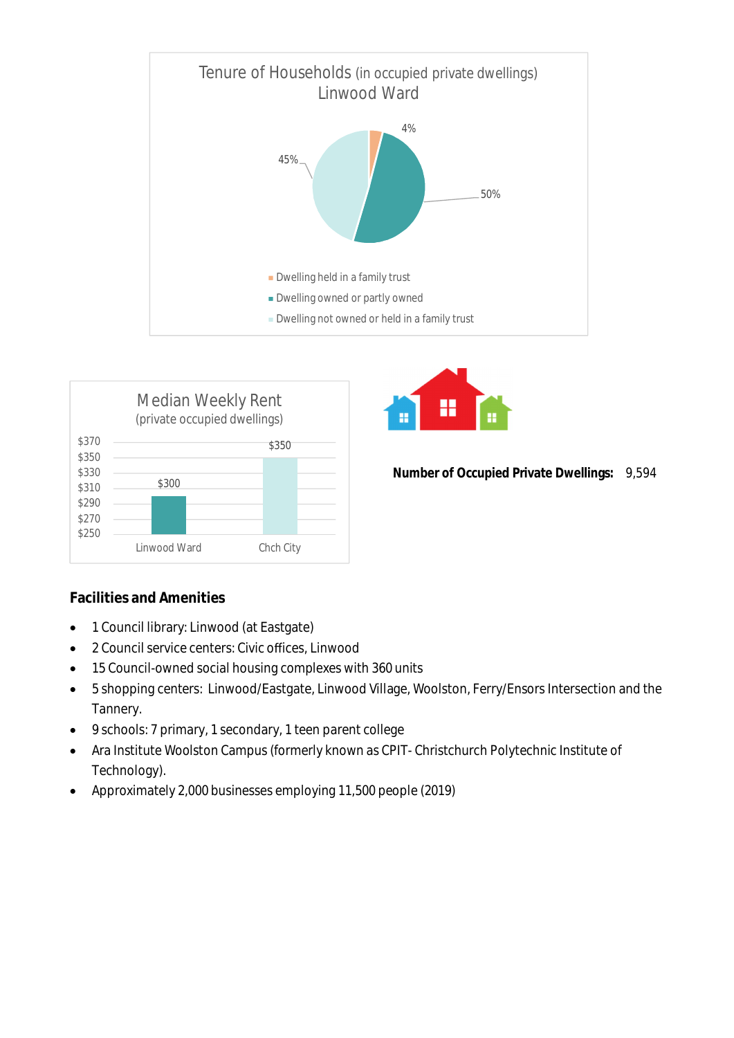**Tenure of Households** (in occupied private dwellings) Linwood Ward

| Tenure | Percentage |
|---|---|
| Dwelling held in a family trust | 4% |
| Dwelling owned or partly owned | 50% |
| Dwelling not owned or held in a family trust | 45% |

**Median Weekly Rent** (private occupied dwellings)

| Area | Median Weekly Rent |
|---|---|
| Linwood Ward | $300 |
| Chch City | $350 |

**Number of Occupied Private Dwellings:** 9,594

### Facilities and Amenities

- 1 Council library: Linwood (at Eastgate)
- 2 Council service centers: Civic offices, Linwood
- 15 Council-owned social housing complexes with 360 units
- 5 shopping centers: Linwood/Eastgate, Linwood Village, Woolston, Ferry/Ensors Intersection and the Tannery.
- 9 schools: 7 primary, 1 secondary, 1 teen parent college
- Ara Institute Woolston Campus (formerly known as CPIT- Christchurch Polytechnic Institute of Technology).
- Approximately 2,000 businesses employing 11,500 people (2019)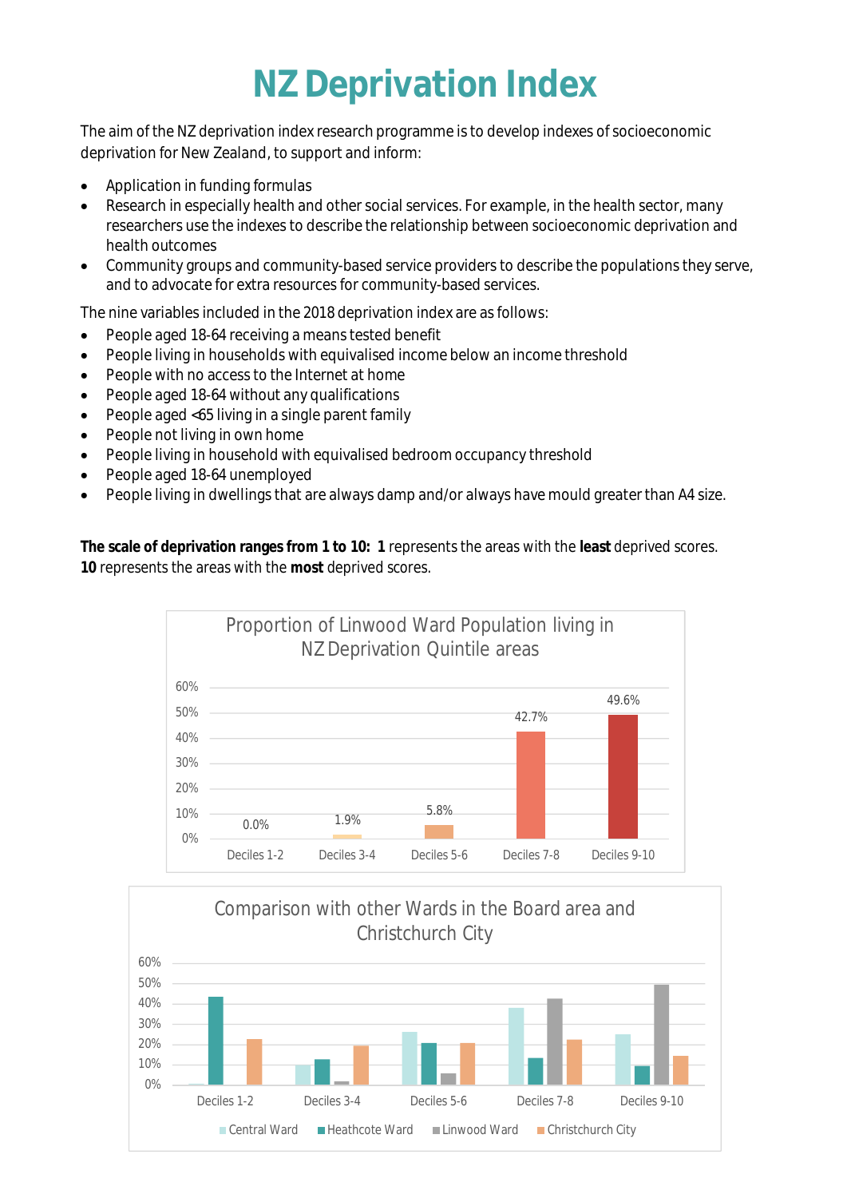# NZ Deprivation Index

The aim of the NZ deprivation index research programme is to develop indexes of socioeconomic deprivation for New Zealand, to support and inform:

- Application in funding formulas
- Research in especially health and other social services. For example, in the health sector, many researchers use the indexes to describe the relationship between socioeconomic deprivation and health outcomes
- Community groups and community-based service providers to describe the populations they serve, and to advocate for extra resources for community-based services.

The nine variables included in the 2018 deprivation index are as follows:

- People aged 18-64 receiving a means tested benefit
- People living in households with equivalised income below an income threshold
- People with no access to the Internet at home
- People aged 18-64 without any qualifications
- People aged <65 living in a single parent family
- People not living in own home
- People living in household with equivalised bedroom occupancy threshold
- People aged 18-64 unemployed
- People living in dwellings that are always damp and/or always have mould greater than A4 size.

**The scale of deprivation ranges from 1 to 10: 1** represents the areas with the **least** deprived scores. **10** represents the areas with the **most** deprived scores.

**Proportion of Linwood Ward Population living in NZ Deprivation Quintile areas**

| Deciles 1-2 | Deciles 3-4 | Deciles 5-6 | Deciles 7-8 | Deciles 9-10 |
|---|---|---|---|---|
| 0.0% | 1.9% | 5.8% | 42.7% | 49.6% |

**Comparison with other Wards in the Board area and Christchurch City**

Central Ward, Heathcote Ward, Linwood Ward, Christchurch City — Deciles 1-2, Deciles 3-4, Deciles 5-6, Deciles 7-8, Deciles 9-10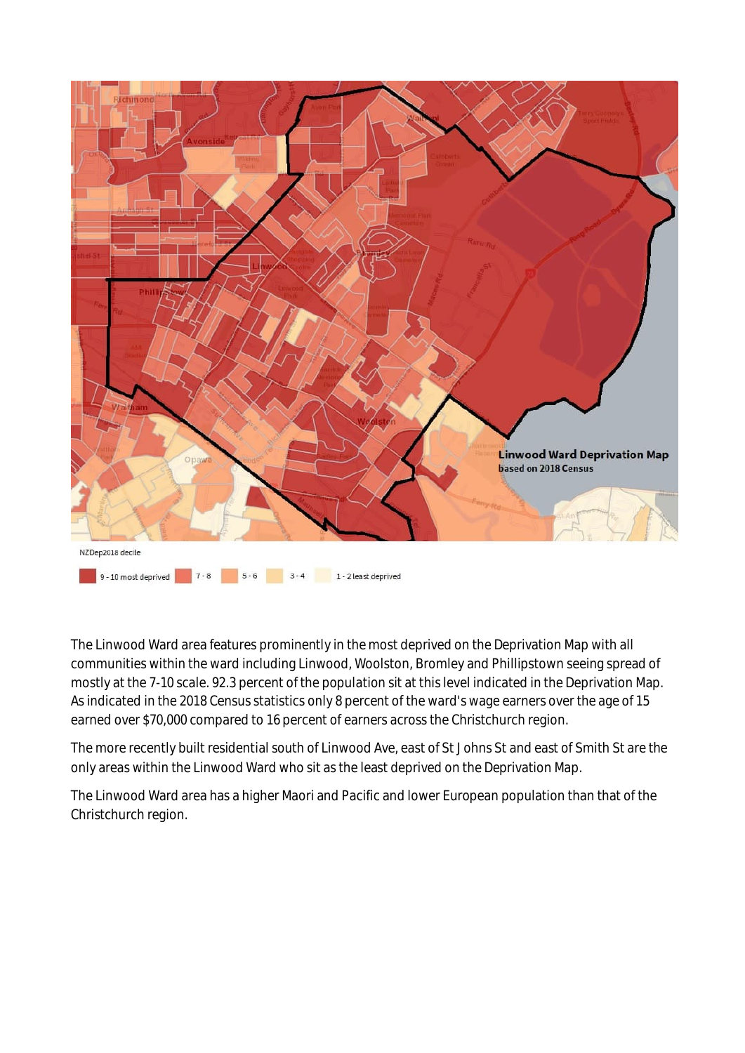**Linwood Ward Deprivation Map**
based on 2018 Census

NZDep2018 decile

9 - 10 most deprived | 7 - 8 | 5 - 6 | 3 - 4 | 1 - 2 least deprived

The Linwood Ward area features prominently in the most deprived on the Deprivation Map with all communities within the ward including Linwood, Woolston, Bromley and Phillipstown seeing spread of mostly at the 7-10 scale. 92.3 percent of the population sit at this level indicated in the Deprivation Map. As indicated in the 2018 Census statistics only 8 percent of the ward's wage earners over the age of 15 earned over $70,000 compared to 16 percent of earners across the Christchurch region.

The more recently built residential south of Linwood Ave, east of St J ohns St and east of Smith St are the only areas within the Linwood Ward who sit as the least deprived on the Deprivation Map.

The Linwood Ward area has a higher Maori and Pacific and lower European population than that of the Christchurch region.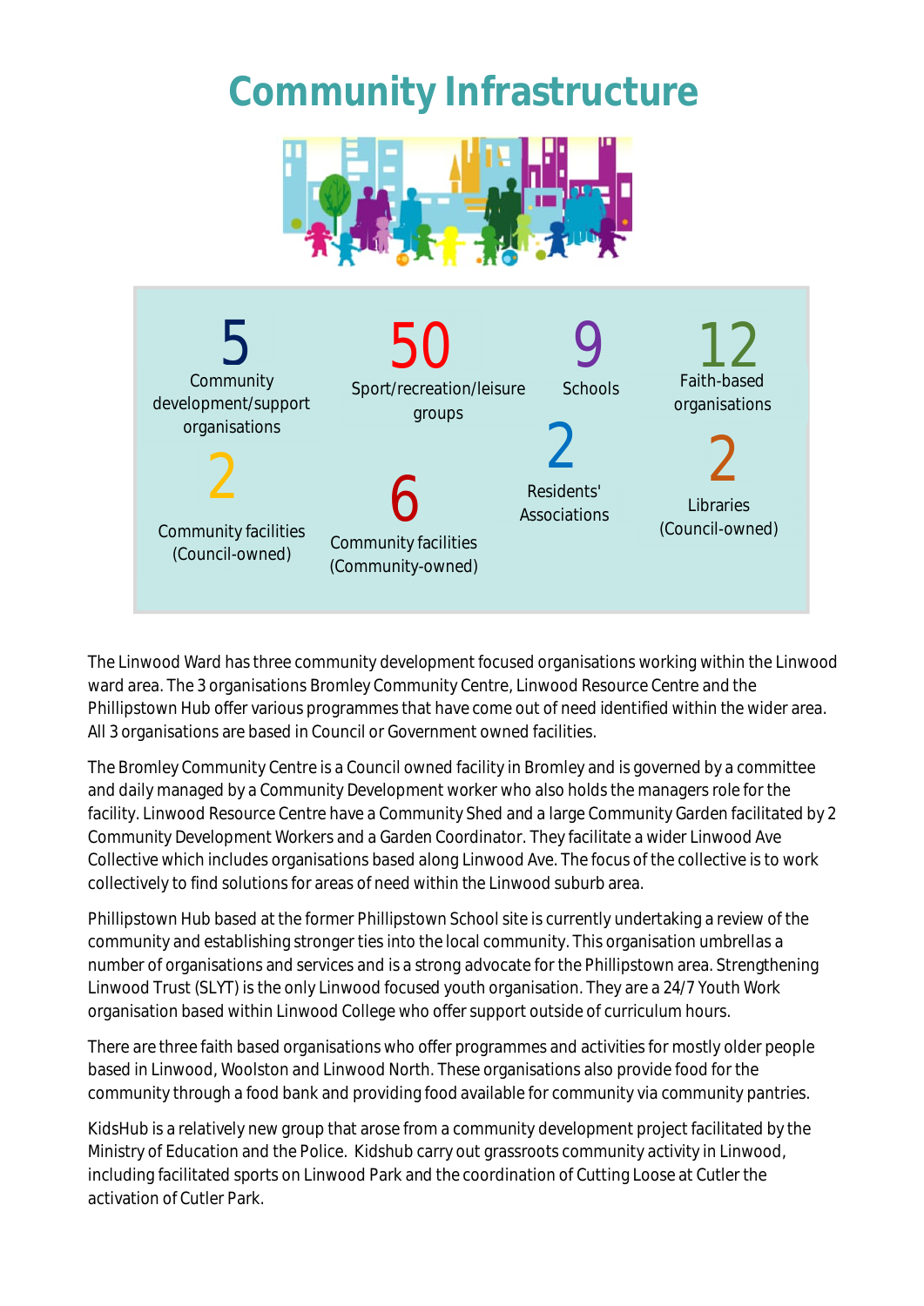# Community Infrastructure

**5**
Community development/support organisations

**50**
Sport/recreation/leisure groups

**9**
Schools

**12**
Faith-based organisations

**2**
Community facilities (Council-owned)

**6**
Community facilities (Community-owned)

**2**
Residents' Associations

**2**
Libraries (Council-owned)

The Linwood Ward has three community development focused organisations working within the Linwood ward area. The 3 organisations Bromley Community Centre, Linwood Resource Centre and the Phillipstown Hub offer various programmes that have come out of need identified within the wider area. All 3 organisations are based in Council or Government owned facilities.

The Bromley Community Centre is a Council owned facility in Bromley and is governed by a committee and daily managed by a Community Development worker who also holds the managers role for the facility. Linwood Resource Centre have a Community Shed and a large Community Garden facilitated by 2 Community Development Workers and a Garden Coordinator. They facilitate a wider Linwood Ave Collective which includes organisations based along Linwood Ave. The focus of the collective is to work collectively to find solutions for areas of need within the Linwood suburb area.

Phillipstown Hub based at the former Phillipstown School site is currently undertaking a review of the community and establishing stronger ties into the local community. This organisation umbrellas a number of organisations and services and is a strong advocate for the Phillipstown area. Strengthening Linwood Trust (SLYT) is the only Linwood focused youth organisation. They are a 24/7 Youth Work organisation based within Linwood College who offer support outside of curriculum hours.

There are three faith based organisations who offer programmes and activities for mostly older people based in Linwood, Woolston and Linwood North. These organisations also provide food for the community through a food bank and providing food available for community via community pantries.

KidsHub is a relatively new group that arose from a community development project facilitated by the Ministry of Education and the Police. Kidshub carry out grassroots community activity in Linwood, including facilitated sports on Linwood Park and the coordination of Cutting Loose at Cutler the activation of Cutler Park.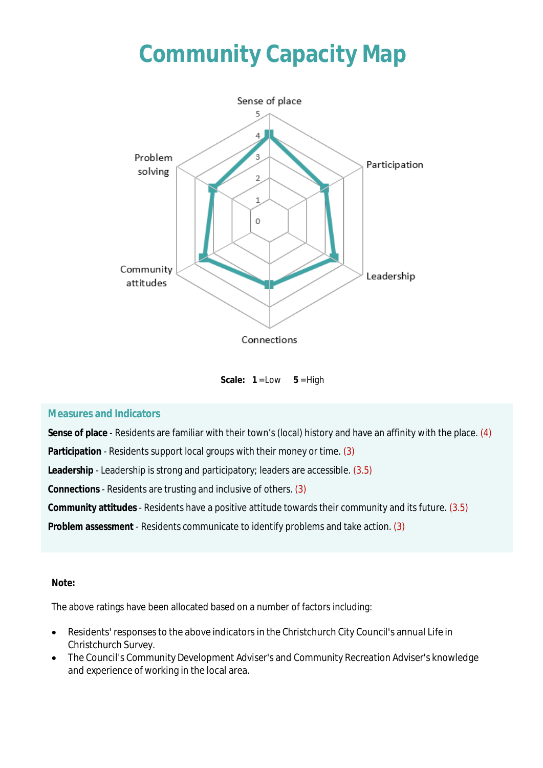# Community Capacity Map

Scale: **1** =Low **5** =High

### Measures and Indicators

**Sense of place** - Residents are familiar with their town's (local) history and have an affinity with the place. (4)

**Participation** - Residents support local groups with their money or time. (3)

**Leadership** - Leadership is strong and participatory; leaders are accessible. (3.5)

**Connections** - Residents are trusting and inclusive of others. (3)

**Community attitudes** - Residents have a positive attitude towards their community and its future. (3.5)

**Problem assessment** - Residents communicate to identify problems and take action. (3)

**Note:**

The above ratings have been allocated based on a number of factors including:

- Residents' responses to the above indicators in the Christchurch City Council's annual Life in Christchurch Survey.
- The Council's Community Development Adviser's and Community Recreation Adviser's knowledge and experience of working in the local area.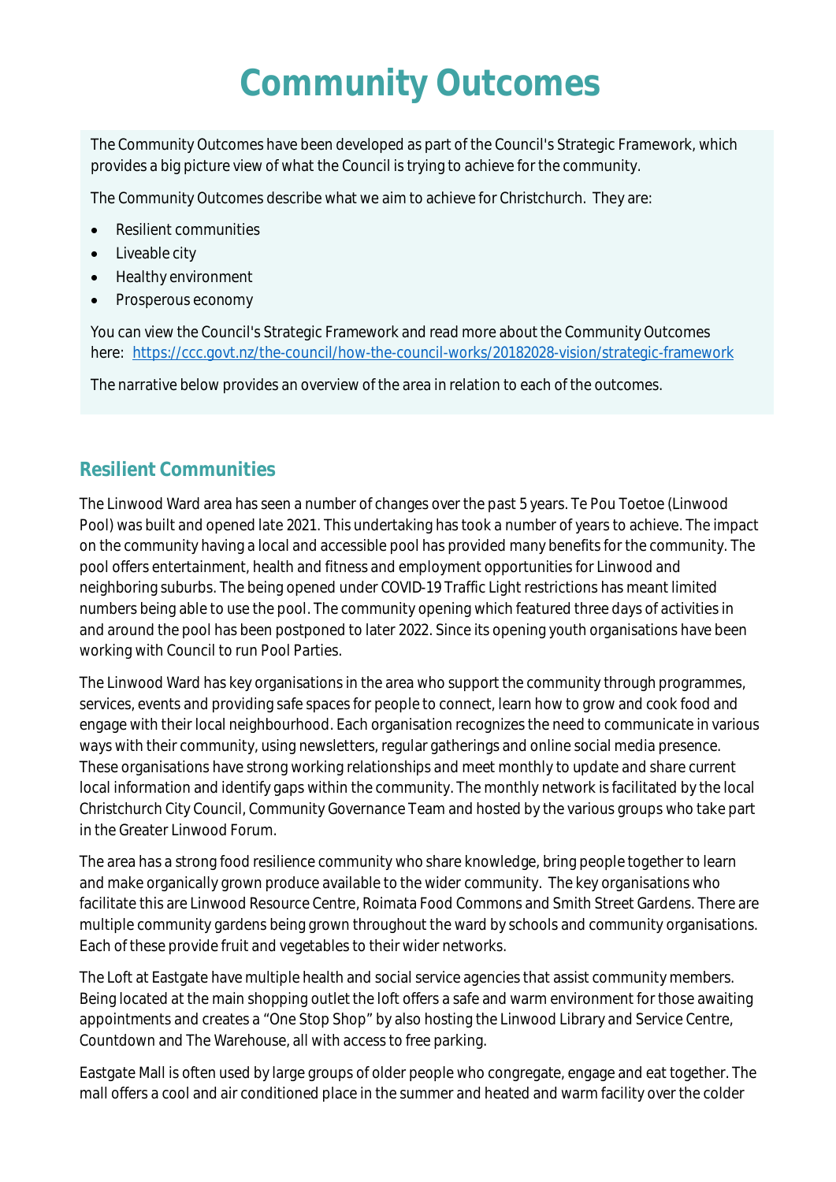# Community Outcomes

The Community Outcomes have been developed as part of the Council's Strategic Framework, which provides a big picture view of what the Council is trying to achieve for the community.

The Community Outcomes describe what we aim to achieve for Christchurch. They are:

- Resilient communities
- Liveable city
- Healthy environment
- Prosperous economy

You can view the Council's Strategic Framework and read more about the Community Outcomes here: https://ccc.govt.nz/the-council/how-the-council-works/20182028-vision/strategic-framework

The narrative below provides an overview of the area in relation to each of the outcomes.

## Resilient Communities

The Linwood Ward area has seen a number of changes over the past 5 years. Te Pou Toetoe (Linwood Pool) was built and opened late 2021. This undertaking has took a number of years to achieve. The impact on the community having a local and accessible pool has provided many benefits for the community. The pool offers entertainment, health and fitness and employment opportunities for Linwood and neighboring suburbs. The being opened under COVID-19 Traffic Light restrictions has meant limited numbers being able to use the pool. The community opening which featured three days of activities in and around the pool has been postponed to later 2022. Since its opening youth organisations have been working with Council to run Pool Parties.

The Linwood Ward has key organisations in the area who support the community through programmes, services, events and providing safe spaces for people to connect, learn how to grow and cook food and engage with their local neighbourhood. Each organisation recognizes the need to communicate in various ways with their community, using newsletters, regular gatherings and online social media presence. These organisations have strong working relationships and meet monthly to update and share current local information and identify gaps within the community. The monthly network is facilitated by the local Christchurch City Council, Community Governance Team and hosted by the various groups who take part in the Greater Linwood Forum.

The area has a strong food resilience community who share knowledge, bring people together to learn and make organically grown produce available to the wider community. The key organisations who facilitate this are Linwood Resource Centre, Roimata Food Commons and Smith Street Gardens. There are multiple community gardens being grown throughout the ward by schools and community organisations. Each of these provide fruit and vegetables to their wider networks.

The Loft at Eastgate have multiple health and social service agencies that assist community members. Being located at the main shopping outlet the loft offers a safe and warm environment for those awaiting appointments and creates a "One Stop Shop" by also hosting the Linwood Library and Service Centre, Countdown and The Warehouse, all with access to free parking.

Eastgate Mall is often used by large groups of older people who congregate, engage and eat together. The mall offers a cool and air conditioned place in the summer and heated and warm facility over the colder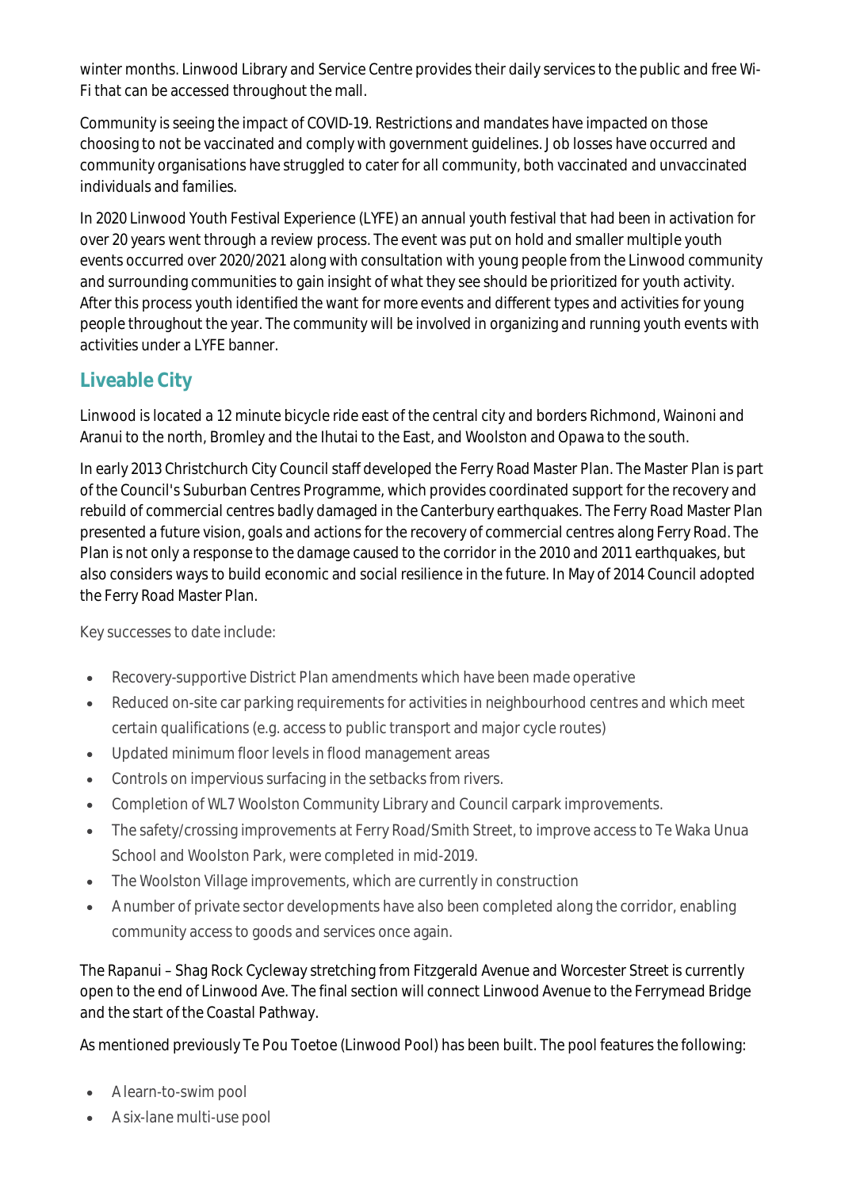winter months. Linwood Library and Service Centre provides their daily services to the public and free Wi-Fi that can be accessed throughout the mall.

Community is seeing the impact of COVID-19. Restrictions and mandates have impacted on those choosing to not be vaccinated and comply with government guidelines. Job losses have occurred and community organisations have struggled to cater for all community, both vaccinated and unvaccinated individuals and families.

In 2020 Linwood Youth Festival Experience (LYFE) an annual youth festival that had been in activation for over 20 years went through a review process. The event was put on hold and smaller multiple youth events occurred over 2020/2021 along with consultation with young people from the Linwood community and surrounding communities to gain insight of what they see should be prioritized for youth activity. After this process youth identified the want for more events and different types and activities for young people throughout the year. The community will be involved in organizing and running youth events with activities under a LYFE banner.

## Liveable City

Linwood is located a 12 minute bicycle ride east of the central city and borders Richmond, Wainoni and Aranui to the north, Bromley and the Ihutai to the East, and Woolston and Opawa to the south.

In early 2013 Christchurch City Council staff developed the Ferry Road Master Plan. The Master Plan is part of the Council's Suburban Centres Programme, which provides coordinated support for the recovery and rebuild of commercial centres badly damaged in the Canterbury earthquakes. The Ferry Road Master Plan presented a future vision, goals and actions for the recovery of commercial centres along Ferry Road. The Plan is not only a response to the damage caused to the corridor in the 2010 and 2011 earthquakes, but also considers ways to build economic and social resilience in the future. In May of 2014 Council adopted the Ferry Road Master Plan.

Key successes to date include:

- Recovery-supportive District Plan amendments which have been made operative
- Reduced on-site car parking requirements for activities in neighbourhood centres and which meet certain qualifications (e.g. access to public transport and major cycle routes)
- Updated minimum floor levels in flood management areas
- Controls on impervious surfacing in the setbacks from rivers.
- Completion of WL7 Woolston Community Library and Council carpark improvements.
- The safety/crossing improvements at Ferry Road/Smith Street, to improve access to Te Waka Unua School and Woolston Park, were completed in mid-2019.
- The Woolston Village improvements, which are currently in construction
- A number of private sector developments have also been completed along the corridor, enabling community access to goods and services once again.

The Rapanui – Shag Rock Cycleway stretching from Fitzgerald Avenue and Worcester Street is currently open to the end of Linwood Ave. The final section will connect Linwood Avenue to the Ferrymead Bridge and the start of the Coastal Pathway.

As mentioned previously Te Pou Toetoe (Linwood Pool) has been built. The pool features the following:

- A learn-to-swim pool
- A six-lane multi-use pool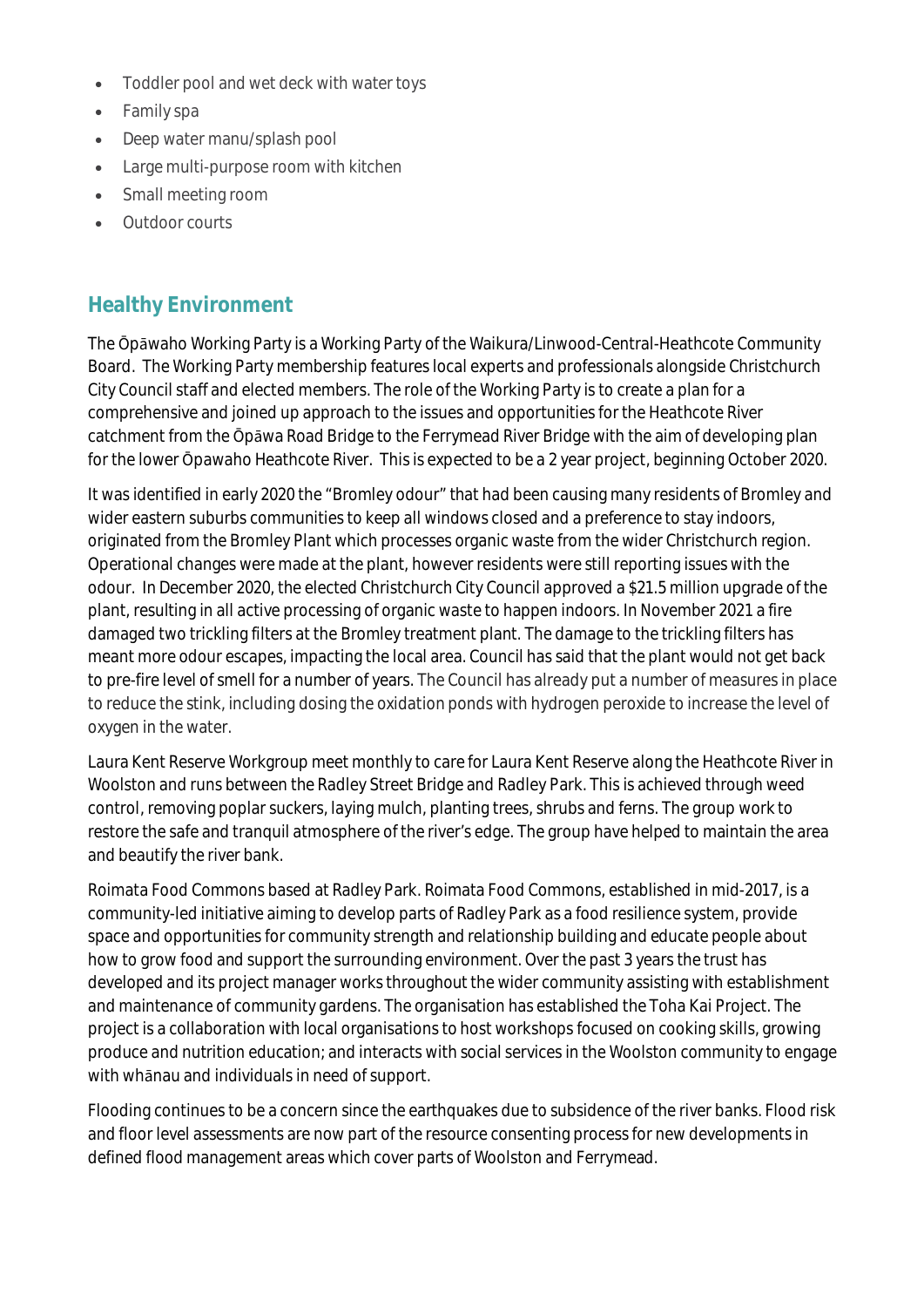- Toddler pool and wet deck with water toys
- Family spa
- Deep water manu/splash pool
- Large multi-purpose room with kitchen
- Small meeting room
- Outdoor courts

## Healthy Environment

The Ōpāwaho Working Party is a Working Party of the Waikura/Linwood-Central-Heathcote Community Board. The Working Party membership features local experts and professionals alongside Christchurch City Council staff and elected members. The role of the Working Party is to create a plan for a comprehensive and joined up approach to the issues and opportunities for the Heathcote River catchment from the Ōpāwa Road Bridge to the Ferrymead River Bridge with the aim of developing plan for the lower Ōpawaho Heathcote River. This is expected to be a 2 year project, beginning October 2020.

It was identified in early 2020 the "Bromley odour" that had been causing many residents of Bromley and wider eastern suburbs communities to keep all windows closed and a preference to stay indoors, originated from the Bromley Plant which processes organic waste from the wider Christchurch region. Operational changes were made at the plant, however residents were still reporting issues with the odour. In December 2020, the elected Christchurch City Council approved a $21.5 million upgrade of the plant, resulting in all active processing of organic waste to happen indoors. In November 2021 a fire damaged two trickling filters at the Bromley treatment plant. The damage to the trickling filters has meant more odour escapes, impacting the local area. Council has said that the plant would not get back to pre-fire level of smell for a number of years. The Council has already put a number of measures in place to reduce the stink, including dosing the oxidation ponds with hydrogen peroxide to increase the level of oxygen in the water.

Laura Kent Reserve Workgroup meet monthly to care for Laura Kent Reserve along the Heathcote River in Woolston and runs between the Radley Street Bridge and Radley Park. This is achieved through weed control, removing poplar suckers, laying mulch, planting trees, shrubs and ferns. The group work to restore the safe and tranquil atmosphere of the river's edge. The group have helped to maintain the area and beautify the river bank.

Roimata Food Commons based at Radley Park. Roimata Food Commons, established in mid-2017, is a community-led initiative aiming to develop parts of Radley Park as a food resilience system, provide space and opportunities for community strength and relationship building and educate people about how to grow food and support the surrounding environment. Over the past 3 years the trust has developed and its project manager works throughout the wider community assisting with establishment and maintenance of community gardens. The organisation has established the Toha Kai Project. The project is a collaboration with local organisations to host workshops focused on cooking skills, growing produce and nutrition education; and interacts with social services in the Woolston community to engage with whānau and individuals in need of support.

Flooding continues to be a concern since the earthquakes due to subsidence of the river banks. Flood risk and floor level assessments are now part of the resource consenting process for new developments in defined flood management areas which cover parts of Woolston and Ferrymead.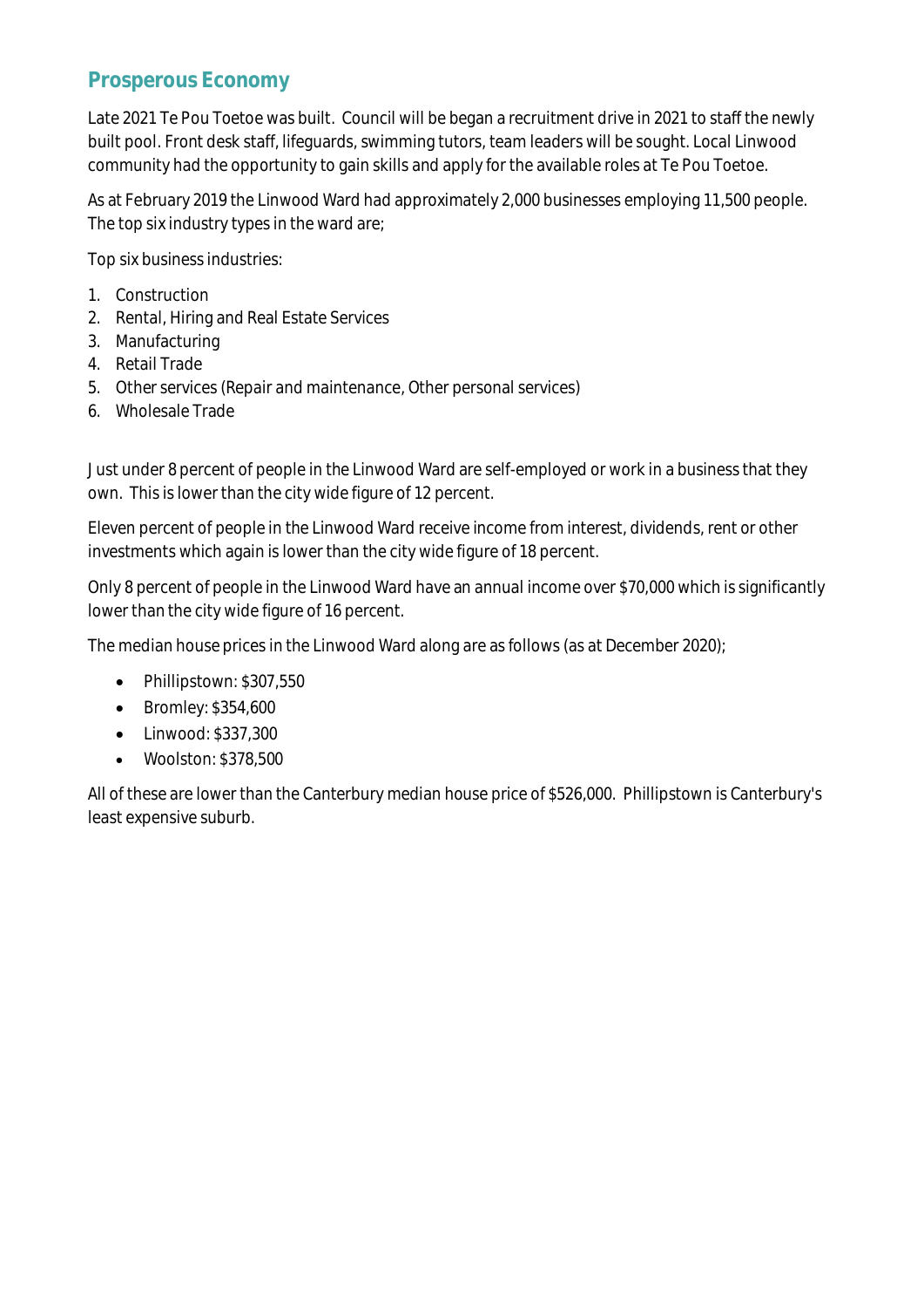## Prosperous Economy

Late 2021 Te Pou Toetoe was built. Council will be began a recruitment drive in 2021 to staff the newly built pool. Front desk staff, lifeguards, swimming tutors, team leaders will be sought. Local Linwood community had the opportunity to gain skills and apply for the available roles at Te Pou Toetoe.

As at February 2019 the Linwood Ward had approximately 2,000 businesses employing 11,500 people. The top six industry types in the ward are;

Top six business industries:

1. Construction
2. Rental, Hiring and Real Estate Services
3. Manufacturing
4. Retail Trade
5. Other services (Repair and maintenance, Other personal services)
6. Wholesale Trade

Just under 8 percent of people in the Linwood Ward are self-employed or work in a business that they own. This is lower than the city wide figure of 12 percent.

Eleven percent of people in the Linwood Ward receive income from interest, dividends, rent or other investments which again is lower than the city wide figure of 18 percent.

Only 8 percent of people in the Linwood Ward have an annual income over $70,000 which is significantly lower than the city wide figure of 16 percent.

The median house prices in the Linwood Ward along are as follows (as at December 2020);

- Phillipstown: $307,550
- Bromley: $354,600
- Linwood: $337,300
- Woolston: $378,500

All of these are lower than the Canterbury median house price of $526,000. Phillipstown is Canterbury's least expensive suburb.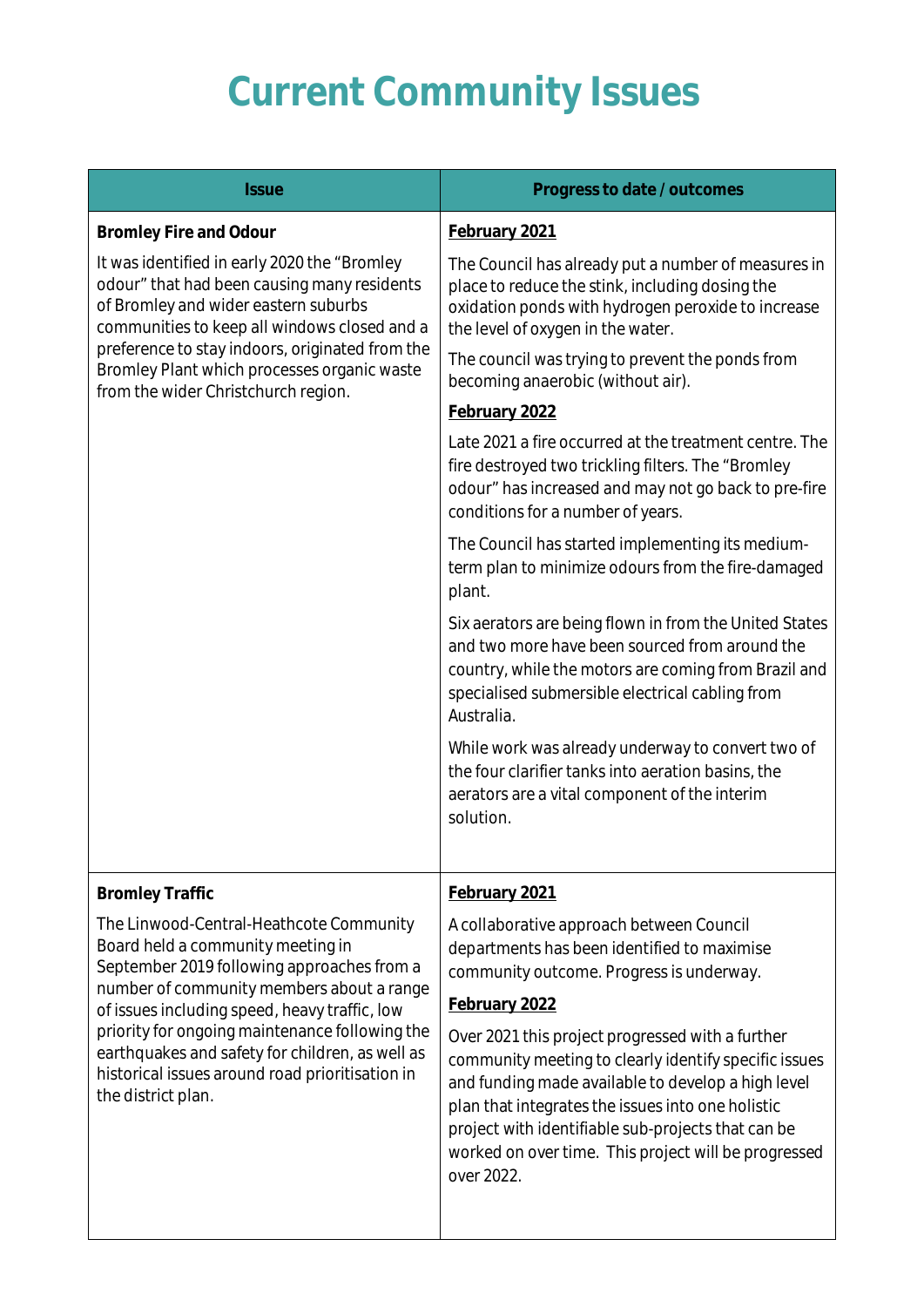# Current Community Issues

| Issue | Progress to date / outcomes |
|---|---|
| **Bromley Fire and Odour**<br><br>It was identified in early 2020 the "Bromley odour" that had been causing many residents of Bromley and wider eastern suburbs communities to keep all windows closed and a preference to stay indoors, originated from the Bromley Plant which processes organic waste from the wider Christchurch region. | **February 2021**<br><br>The Council has already put a number of measures in place to reduce the stink, including dosing the oxidation ponds with hydrogen peroxide to increase the level of oxygen in the water.<br><br>The council was trying to prevent the ponds from becoming anaerobic (without air).<br><br>**February 2022**<br><br>Late 2021 a fire occurred at the treatment centre. The fire destroyed two trickling filters. The "Bromley odour" has increased and may not go back to pre-fire conditions for a number of years.<br><br>The Council has started implementing its medium-term plan to minimize odours from the fire-damaged plant.<br><br>Six aerators are being flown in from the United States and two more have been sourced from around the country, while the motors are coming from Brazil and specialised submersible electrical cabling from Australia.<br><br>While work was already underway to convert two of the four clarifier tanks into aeration basins, the aerators are a vital component of the interim solution. |
| **Bromley Traffic**<br><br>The Linwood-Central-Heathcote Community Board held a community meeting in September 2019 following approaches from a number of community members about a range of issues including speed, heavy traffic, low priority for ongoing maintenance following the earthquakes and safety for children, as well as historical issues around road prioritisation in the district plan. | **February 2021**<br><br>A collaborative approach between Council departments has been identified to maximise community outcome. Progress is underway.<br><br>**February 2022**<br><br>Over 2021 this project progressed with a further community meeting to clearly identify specific issues and funding made available to develop a high level plan that integrates the issues into one holistic project with identifiable sub-projects that can be worked on over time. This project will be progressed over 2022. |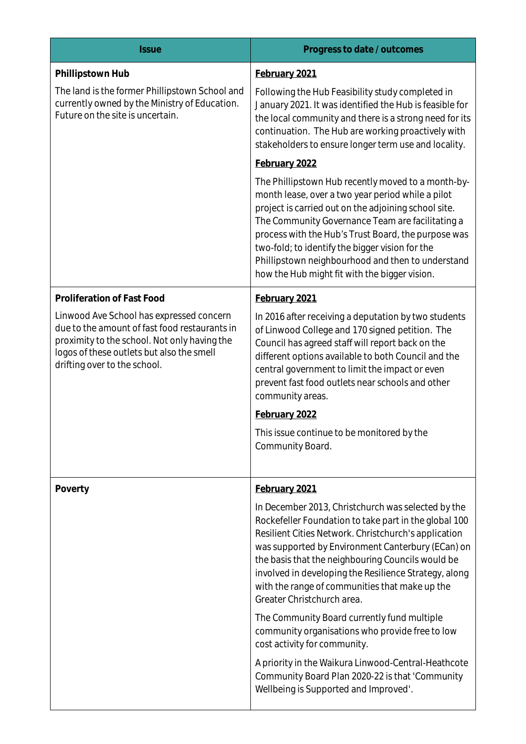| Issue | Progress to date / outcomes |
| --- | --- |
| **Phillipstown Hub**<br><br>The land is the former Phillipstown School and currently owned by the Ministry of Education. Future on the site is uncertain. | **February 2021**<br><br>Following the Hub Feasibility study completed in January 2021. It was identified the Hub is feasible for the local community and there is a strong need for its continuation. The Hub are working proactively with stakeholders to ensure longer term use and locality.<br><br>**February 2022**<br><br>The Phillipstown Hub recently moved to a month-by-month lease, over a two year period while a pilot project is carried out on the adjoining school site. The Community Governance Team are facilitating a process with the Hub's Trust Board, the purpose was two-fold; to identify the bigger vision for the Phillipstown neighbourhood and then to understand how the Hub might fit with the bigger vision. |
| **Proliferation of Fast Food**<br><br>Linwood Ave School has expressed concern due to the amount of fast food restaurants in proximity to the school. Not only having the logos of these outlets but also the smell drifting over to the school. | **February 2021**<br><br>In 2016 after receiving a deputation by two students of Linwood College and 170 signed petition. The Council has agreed staff will report back on the different options available to both Council and the central government to limit the impact or even prevent fast food outlets near schools and other community areas.<br><br>**February 2022**<br><br>This issue continue to be monitored by the Community Board. |
| **Poverty** | **February 2021**<br><br>In December 2013, Christchurch was selected by the Rockefeller Foundation to take part in the global 100 Resilient Cities Network. Christchurch's application was supported by Environment Canterbury (ECan) on the basis that the neighbouring Councils would be involved in developing the Resilience Strategy, along with the range of communities that make up the Greater Christchurch area.<br><br>The Community Board currently fund multiple community organisations who provide free to low cost activity for community.<br><br>A priority in the Waikura Linwood-Central-Heathcote Community Board Plan 2020-22 is that 'Community Wellbeing is Supported and Improved'. |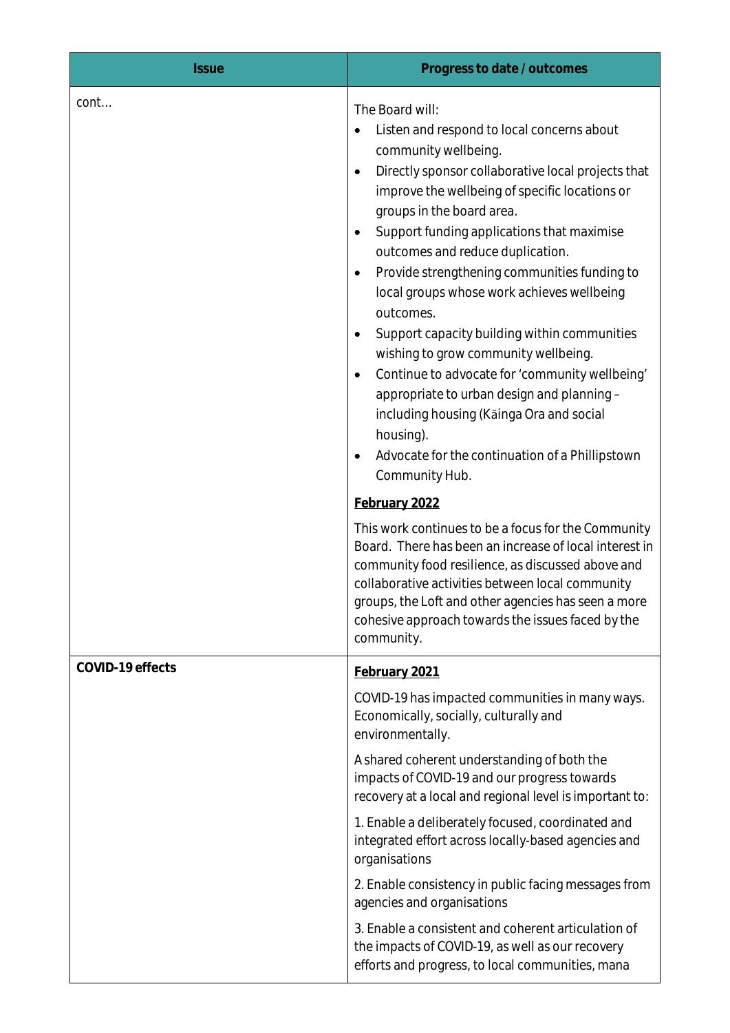| Issue | Progress to date / outcomes |
| --- | --- |
| cont… | The Board will:<br>• Listen and respond to local concerns about community wellbeing.<br>• Directly sponsor collaborative local projects that improve the wellbeing of specific locations or groups in the board area.<br>• Support funding applications that maximise outcomes and reduce duplication.<br>• Provide strengthening communities funding to local groups whose work achieves wellbeing outcomes.<br>• Support capacity building within communities wishing to grow community wellbeing.<br>• Continue to advocate for 'community wellbeing' appropriate to urban design and planning – including housing (Kāinga Ora and social housing).<br>• Advocate for the continuation of a Phillipstown Community Hub.<br><br>**February 2022**<br><br>This work continues to be a focus for the Community Board. There has been an increase of local interest in community food resilience, as discussed above and collaborative activities between local community groups, the Loft and other agencies has seen a more cohesive approach towards the issues faced by the community. |
| **COVID-19 effects** | **February 2021**<br><br>COVID-19 has impacted communities in many ways. Economically, socially, culturally and environmentally.<br><br>A shared coherent understanding of both the impacts of COVID-19 and our progress towards recovery at a local and regional level is important to:<br><br>1. Enable a deliberately focused, coordinated and integrated effort across locally-based agencies and organisations<br><br>2. Enable consistency in public facing messages from agencies and organisations<br><br>3. Enable a consistent and coherent articulation of the impacts of COVID-19, as well as our recovery efforts and progress, to local communities, mana |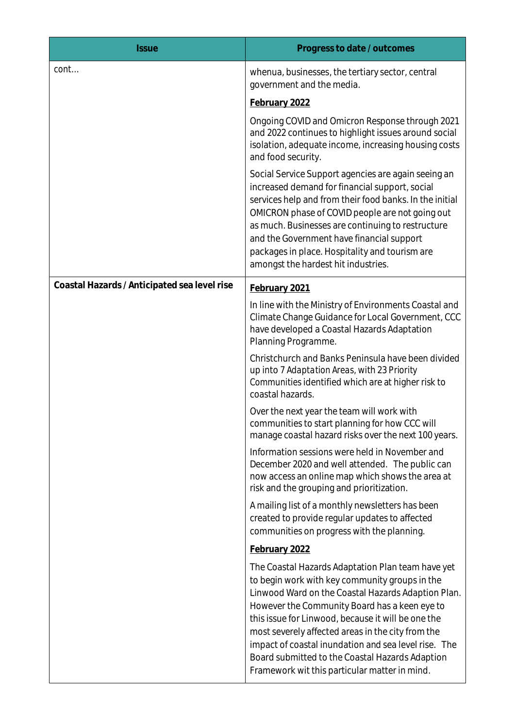| Issue | Progress to date / outcomes |
| --- | --- |
| cont… | whenua, businesses, the tertiary sector, central government and the media.<br><br>**February 2022**<br><br>Ongoing COVID and Omicron Response through 2021 and 2022 continues to highlight issues around social isolation, adequate income, increasing housing costs and food security.<br><br>Social Service Support agencies are again seeing an increased demand for financial support, social services help and from their food banks. In the initial OMICRON phase of COVID people are not going out as much. Businesses are continuing to restructure and the Government have financial support packages in place. Hospitality and tourism are amongst the hardest hit industries. |
| **Coastal Hazards / Anticipated sea level rise** | **February 2021**<br><br>In line with the Ministry of Environments Coastal and Climate Change Guidance for Local Government, CCC have developed a Coastal Hazards Adaptation Planning Programme.<br><br>Christchurch and Banks Peninsula have been divided up into 7 Adaptation Areas, with 23 Priority Communities identified which are at higher risk to coastal hazards.<br><br>Over the next year the team will work with communities to start planning for how CCC will manage coastal hazard risks over the next 100 years.<br><br>Information sessions were held in November and December 2020 and well attended. The public can now access an online map which shows the area at risk and the grouping and prioritization.<br><br>A mailing list of a monthly newsletters has been created to provide regular updates to affected communities on progress with the planning.<br><br>**February 2022**<br><br>The Coastal Hazards Adaptation Plan team have yet to begin work with key community groups in the Linwood Ward on the Coastal Hazards Adaption Plan. However the Community Board has a keen eye to this issue for Linwood, because it will be one the most severely affected areas in the city from the impact of coastal inundation and sea level rise. The Board submitted to the Coastal Hazards Adaption Framework wit this particular matter in mind. |